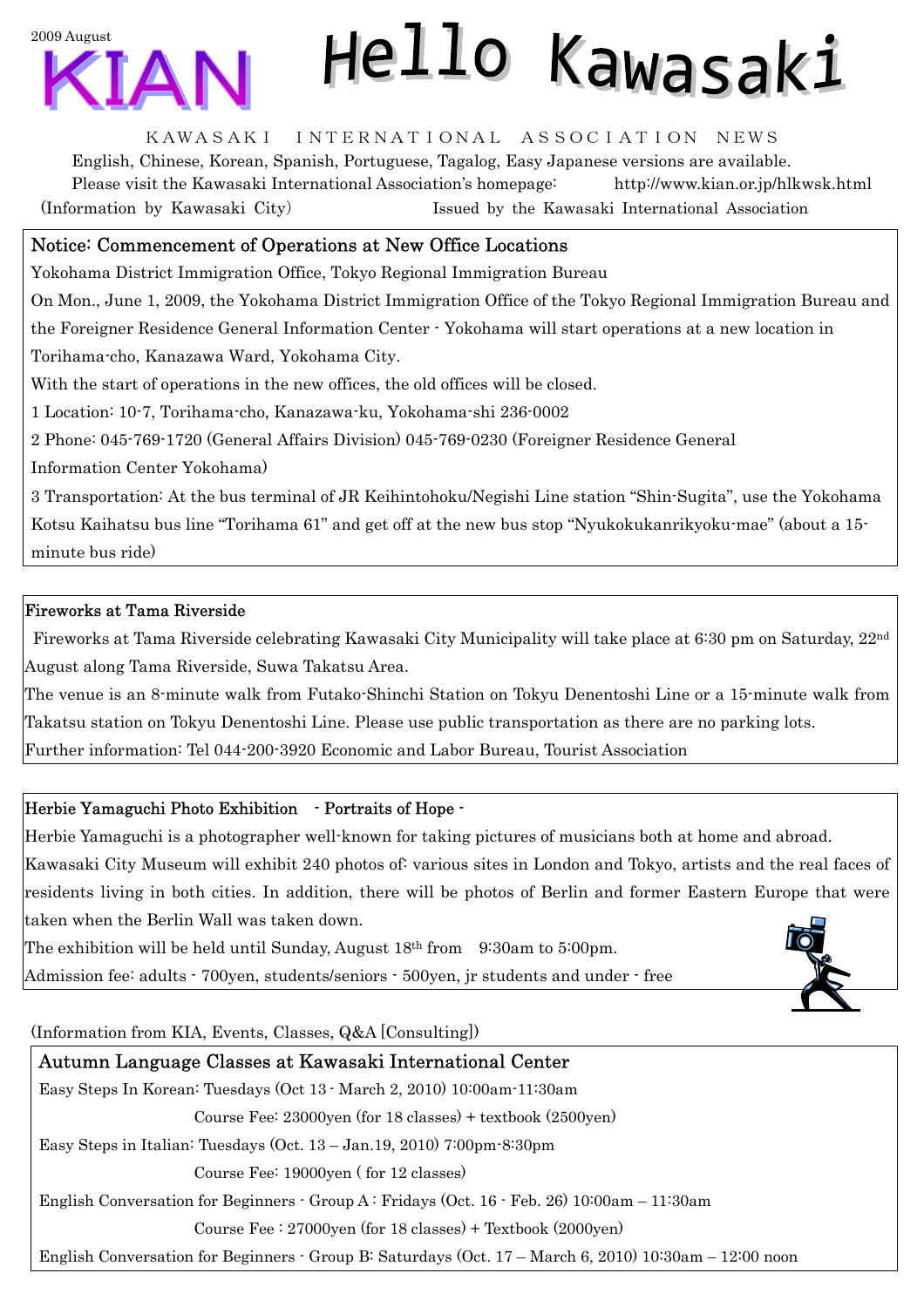2009 August

# KIAN Hello Kawasaki

KAWASAKI INTERNATIONAL ASSOCIATION NEWS

English, Chinese, Korean, Spanish, Portuguese, Tagalog, Easy Japanese versions are available.

Please visit the Kawasaki International Association's homepage: http://www.kian.or.jp/hlkwsk.html

(Information by Kawasaki City) Issued by the Kawasaki International Association

## Notice: Commencement of Operations at New Office Locations

Yokohama District Immigration Office, Tokyo Regional Immigration Bureau

On Mon., June 1, 2009, the Yokohama District Immigration Office of the Tokyo Regional Immigration Bureau and the Foreigner Residence General Information Center - Yokohama will start operations at a new location in Torihama-cho, Kanazawa Ward, Yokohama City.

With the start of operations in the new offices, the old offices will be closed.

1 Location: 10-7, Torihama-cho, Kanazawa-ku, Yokohama-shi 236-0002

2 Phone: 045-769-1720 (General Affairs Division) 045-769-0230 (Foreigner Residence General Information Center Yokohama)

3 Transportation: At the bus terminal of JR Keihintohoku/Negishi Line station "Shin-Sugita", use the Yokohama Kotsu Kaihatsu bus line "Torihama 61" and get off at the new bus stop "Nyukokukanrikyoku-mae" (about a 15-minute bus ride)

## Fireworks at Tama Riverside

Fireworks at Tama Riverside celebrating Kawasaki City Municipality will take place at 6:30 pm on Saturday, 22nd August along Tama Riverside, Suwa Takatsu Area.

The venue is an 8-minute walk from Futako-Shinchi Station on Tokyu Denentoshi Line or a 15-minute walk from Takatsu station on Tokyu Denentoshi Line. Please use public transportation as there are no parking lots.

Further information: Tel 044-200-3920 Economic and Labor Bureau, Tourist Association

## Herbie Yamaguchi Photo Exhibition - Portraits of Hope -

Herbie Yamaguchi is a photographer well-known for taking pictures of musicians both at home and abroad. Kawasaki City Museum will exhibit 240 photos of: various sites in London and Tokyo, artists and the real faces of residents living in both cities. In addition, there will be photos of Berlin and former Eastern Europe that were taken when the Berlin Wall was taken down.

The exhibition will be held until Sunday, August 18th from 9:30am to 5:00pm.

Admission fee: adults - 700yen, students/seniors - 500yen, jr students and under - free

(Information from KIA, Events, Classes, Q&A [Consulting])

## Autumn Language Classes at Kawasaki International Center

Easy Steps In Korean: Tuesdays (Oct 13 - March 2, 2010) 10:00am-11:30am

Course Fee: 23000yen (for 18 classes) + textbook (2500yen)

Easy Steps in Italian: Tuesdays (Oct. 13 – Jan.19, 2010) 7:00pm-8:30pm

Course Fee: 19000yen ( for 12 classes)

English Conversation for Beginners - Group A : Fridays (Oct. 16 - Feb. 26) 10:00am – 11:30am

Course Fee : 27000yen (for 18 classes) + Textbook (2000yen)

English Conversation for Beginners - Group B: Saturdays (Oct. 17 – March 6, 2010) 10:30am – 12:00 noon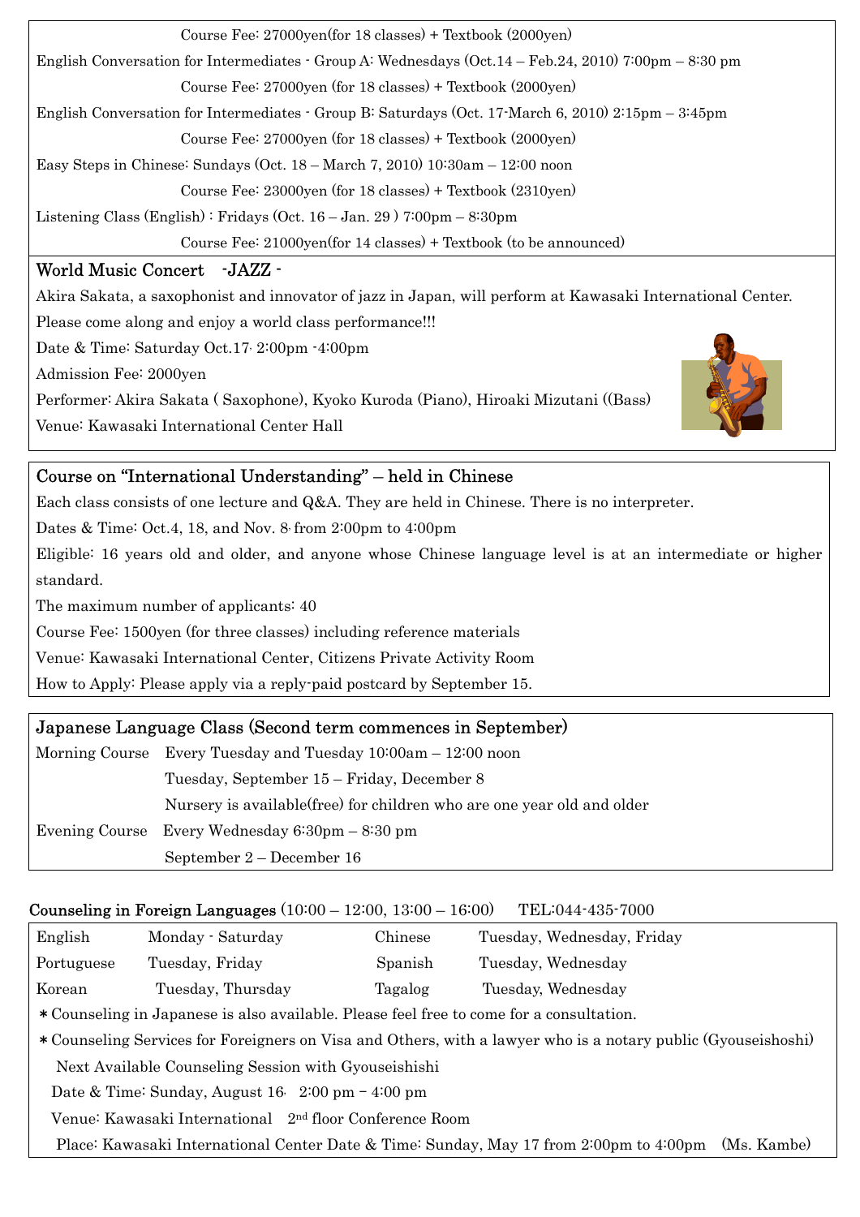Course Fee: 27000yen(for 18 classes) + Textbook (2000yen)

English Conversation for Intermediates - Group A: Wednesdays (Oct.14 – Feb.24, 2010) 7:00pm – 8:30 pm

Course Fee: 27000yen (for 18 classes) + Textbook (2000yen)

English Conversation for Intermediates - Group B: Saturdays (Oct. 17-March 6, 2010) 2:15pm – 3:45pm

Course Fee: 27000yen (for 18 classes) + Textbook (2000yen)

Easy Steps in Chinese: Sundays (Oct. 18 – March 7, 2010) 10:30am – 12:00 noon

Course Fee: 23000yen (for 18 classes) + Textbook (2310yen)

Listening Class (English) : Fridays (Oct. 16 – Jan. 29 ) 7:00pm – 8:30pm

Course Fee: 21000yen(for 14 classes) + Textbook (to be announced)

## World Music Concert -JAZZ -

Akira Sakata, a saxophonist and innovator of jazz in Japan, will perform at Kawasaki International Center.

Please come along and enjoy a world class performance!!!

Date & Time: Saturday Oct.17, 2:00pm -4:00pm

Admission Fee: 2000yen

Performer: Akira Sakata ( Saxophone), Kyoko Kuroda (Piano), Hiroaki Mizutani ((Bass)

Venue: Kawasaki International Center Hall

## Course on "International Understanding" – held in Chinese

Each class consists of one lecture and Q&A. They are held in Chinese. There is no interpreter.

Dates & Time: Oct.4, 18, and Nov. 8, from 2:00pm to 4:00pm

Eligible: 16 years old and older, and anyone whose Chinese language level is at an intermediate or higher standard.

The maximum number of applicants: 40

Course Fee: 1500yen (for three classes) including reference materials

Venue: Kawasaki International Center, Citizens Private Activity Room

How to Apply: Please apply via a reply-paid postcard by September 15.

## Japanese Language Class (Second term commences in September)

Morning Course Every Tuesday and Tuesday 10:00am – 12:00 noon

Tuesday, September 15 – Friday, December 8

Nursery is available(free) for children who are one year old and older

Evening Course Every Wednesday 6:30pm – 8:30 pm

September 2 – December 16

## Counseling in Foreign Languages (10:00 – 12:00, 13:00 – 16:00) TEL:044-435-7000

| | | | |
|---|---|---|---|
| English | Monday - Saturday | Chinese | Tuesday, Wednesday, Friday |
| Portuguese | Tuesday, Friday | Spanish | Tuesday, Wednesday |
| Korean | Tuesday, Thursday | Tagalog | Tuesday, Wednesday |

＊Counseling in Japanese is also available. Please feel free to come for a consultation.

＊Counseling Services for Foreigners on Visa and Others, with a lawyer who is a notary public (Gyouseishoshi)

Next Available Counseling Session with Gyouseishishi

Date & Time: Sunday, August 16, 2:00 pm – 4:00 pm

Venue: Kawasaki International 2nd floor Conference Room

Place: Kawasaki International Center Date & Time: Sunday, May 17 from 2:00pm to 4:00pm (Ms. Kambe)